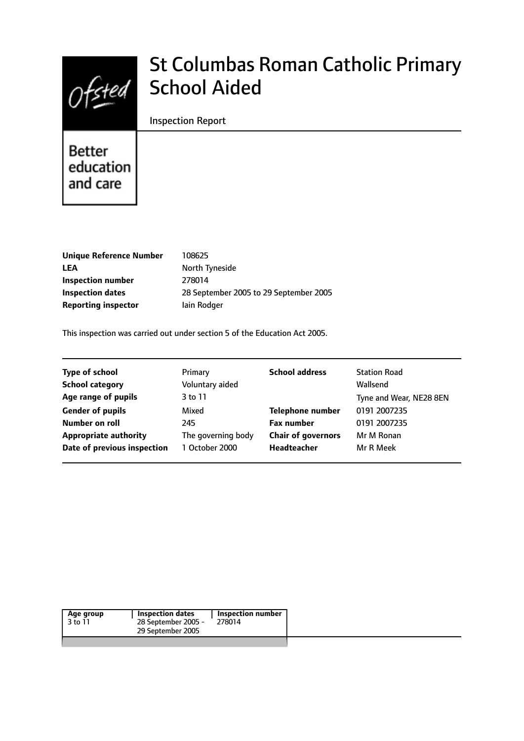Ofsted

Better education and care

# St Columbas Roman Catholic Primary School Aided

Inspection Report

| | |
|---|---|
| **Unique Reference Number** | 108625 |
| **LEA** | North Tyneside |
| **Inspection number** | 278014 |
| **Inspection dates** | 28 September 2005 to 29 September 2005 |
| **Reporting inspector** | Iain Rodger |

This inspection was carried out under section 5 of the Education Act 2005.

| | | | |
|---|---|---|---|
| **Type of school** | Primary | **School address** | Station Road |
| **School category** | Voluntary aided | | Wallsend |
| **Age range of pupils** | 3 to 11 | | Tyne and Wear, NE28 8EN |
| **Gender of pupils** | Mixed | **Telephone number** | 0191 2007235 |
| **Number on roll** | 245 | **Fax number** | 0191 2007235 |
| **Appropriate authority** | The governing body | **Chair of governors** | Mr M Ronan |
| **Date of previous inspection** | 1 October 2000 | **Headteacher** | Mr R Meek |

| Age group | Inspection dates | Inspection number |
|---|---|---|
| 3 to 11 | 28 September 2005 - 29 September 2005 | 278014 |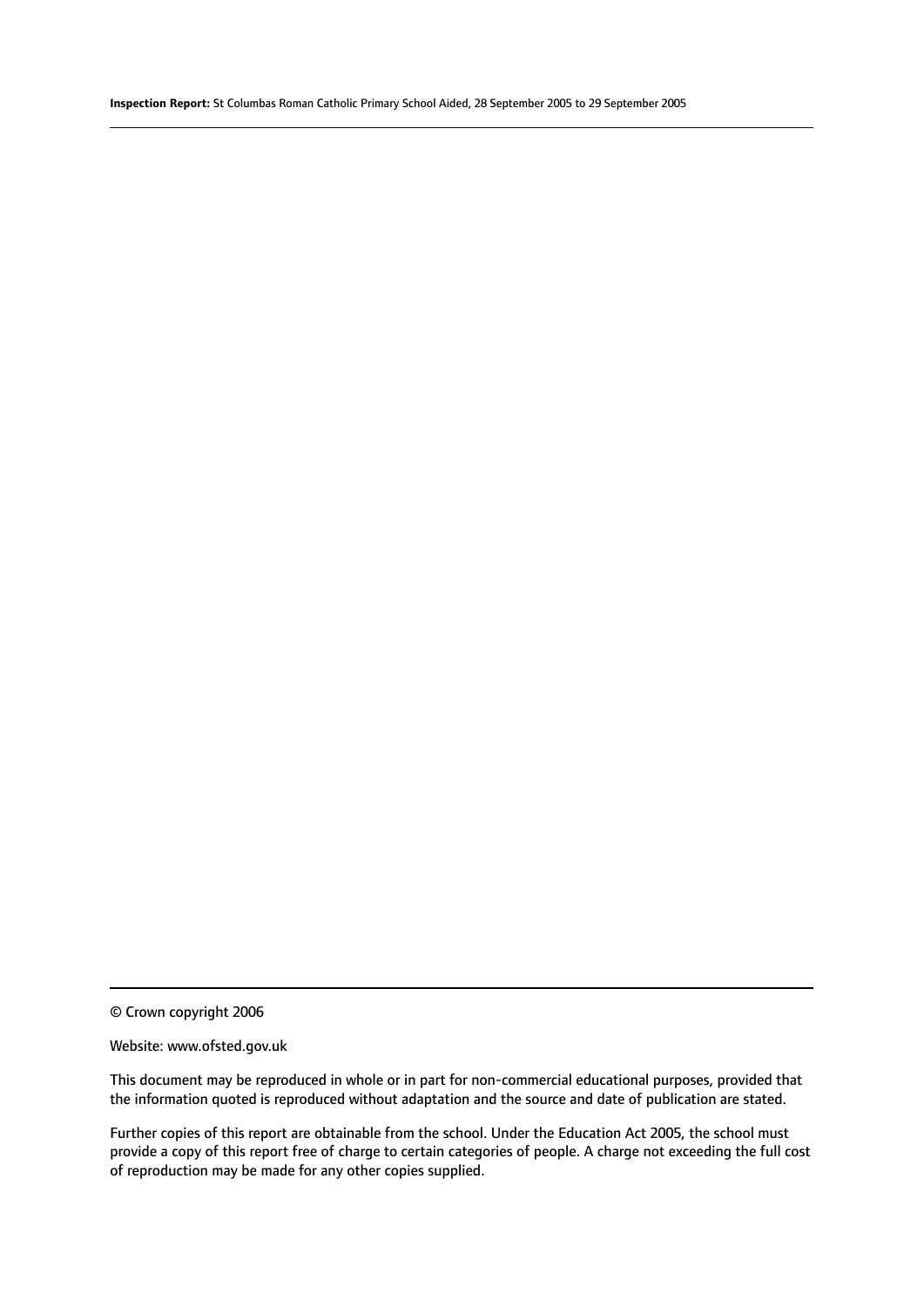© Crown copyright 2006

Website: www.ofsted.gov.uk

This document may be reproduced in whole or in part for non-commercial educational purposes, provided that the information quoted is reproduced without adaptation and the source and date of publication are stated.

Further copies of this report are obtainable from the school. Under the Education Act 2005, the school must provide a copy of this report free of charge to certain categories of people. A charge not exceeding the full cost of reproduction may be made for any other copies supplied.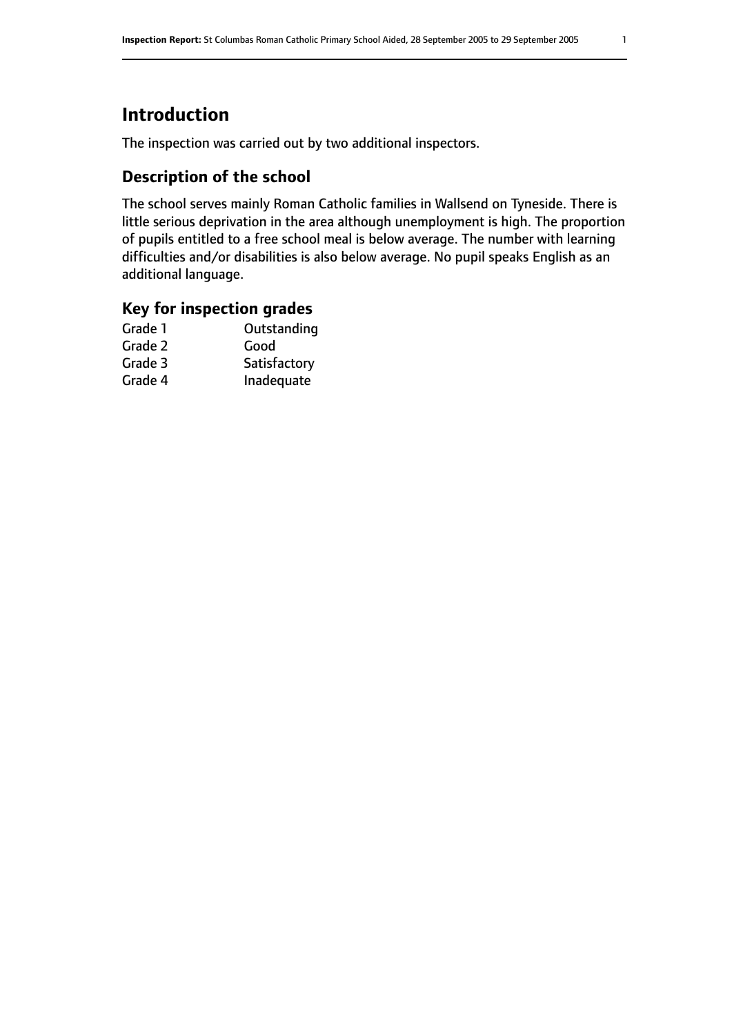# Introduction

The inspection was carried out by two additional inspectors.

## Description of the school

The school serves mainly Roman Catholic families in Wallsend on Tyneside. There is little serious deprivation in the area although unemployment is high. The proportion of pupils entitled to a free school meal is below average. The number with learning difficulties and/or disabilities is also below average. No pupil speaks English as an additional language.

## Key for inspection grades

| | |
|---|---|
| Grade 1 | Outstanding |
| Grade 2 | Good |
| Grade 3 | Satisfactory |
| Grade 4 | Inadequate |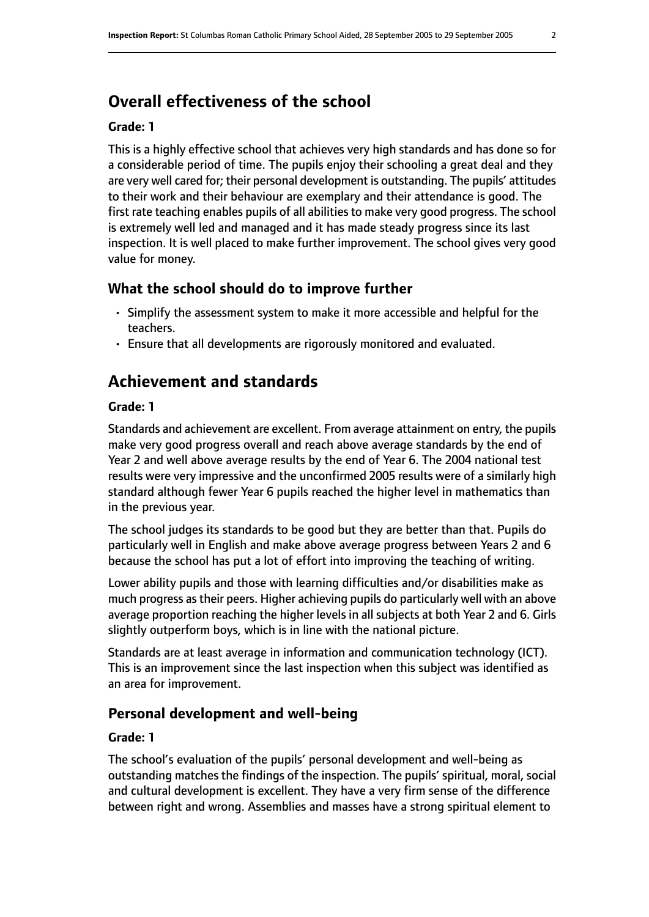## Overall effectiveness of the school

**Grade: 1**

This is a highly effective school that achieves very high standards and has done so for a considerable period of time. The pupils enjoy their schooling a great deal and they are very well cared for; their personal development is outstanding. The pupils' attitudes to their work and their behaviour are exemplary and their attendance is good. The first rate teaching enables pupils of all abilities to make very good progress. The school is extremely well led and managed and it has made steady progress since its last inspection. It is well placed to make further improvement. The school gives very good value for money.

### What the school should do to improve further

- Simplify the assessment system to make it more accessible and helpful for the teachers.
- Ensure that all developments are rigorously monitored and evaluated.

## Achievement and standards

**Grade: 1**

Standards and achievement are excellent. From average attainment on entry, the pupils make very good progress overall and reach above average standards by the end of Year 2 and well above average results by the end of Year 6. The 2004 national test results were very impressive and the unconfirmed 2005 results were of a similarly high standard although fewer Year 6 pupils reached the higher level in mathematics than in the previous year.

The school judges its standards to be good but they are better than that. Pupils do particularly well in English and make above average progress between Years 2 and 6 because the school has put a lot of effort into improving the teaching of writing.

Lower ability pupils and those with learning difficulties and/or disabilities make as much progress as their peers. Higher achieving pupils do particularly well with an above average proportion reaching the higher levels in all subjects at both Year 2 and 6. Girls slightly outperform boys, which is in line with the national picture.

Standards are at least average in information and communication technology (ICT). This is an improvement since the last inspection when this subject was identified as an area for improvement.

### Personal development and well-being

**Grade: 1**

The school's evaluation of the pupils' personal development and well-being as outstanding matches the findings of the inspection. The pupils' spiritual, moral, social and cultural development is excellent. They have a very firm sense of the difference between right and wrong. Assemblies and masses have a strong spiritual element to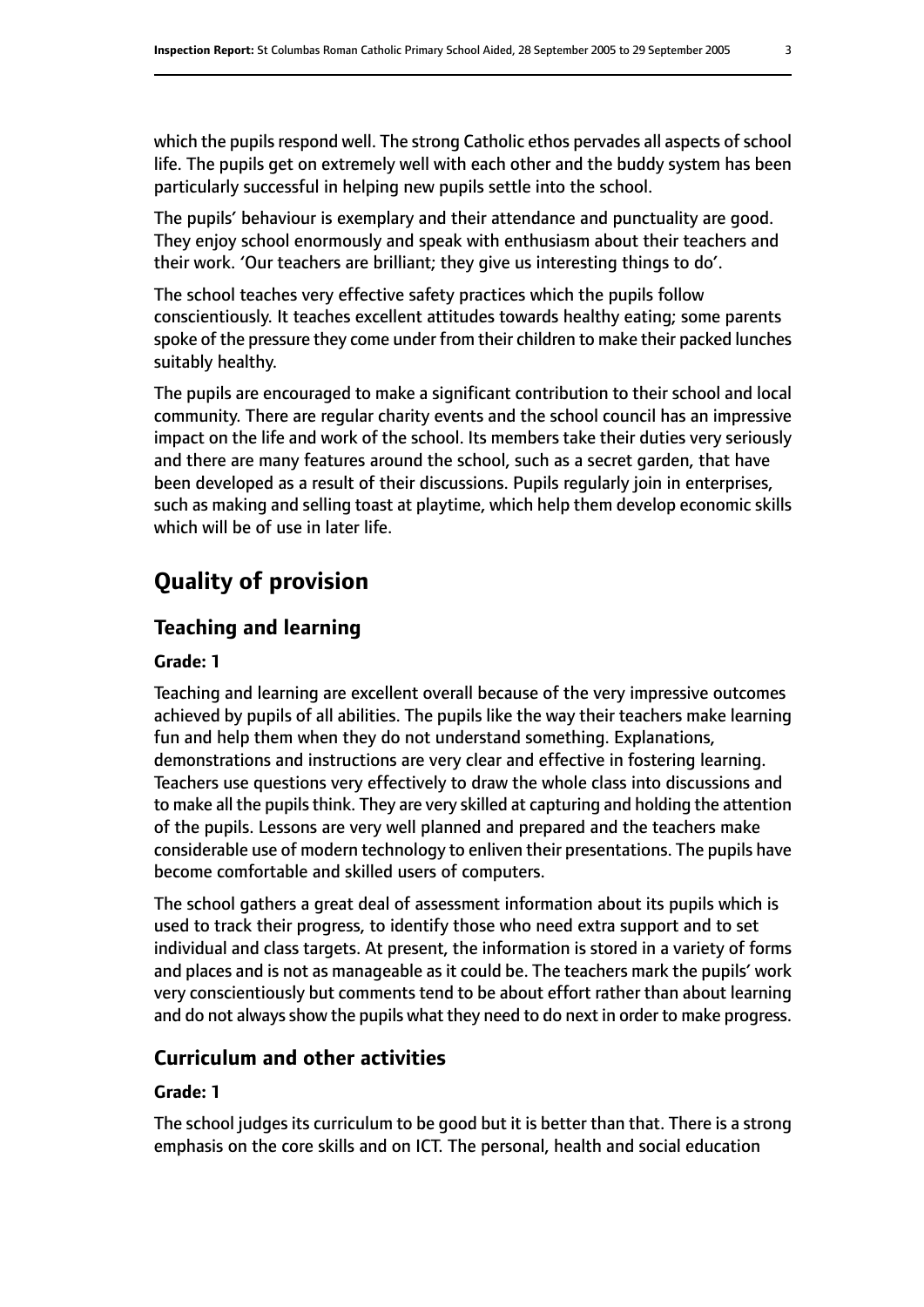which the pupils respond well. The strong Catholic ethos pervades all aspects of school life. The pupils get on extremely well with each other and the buddy system has been particularly successful in helping new pupils settle into the school.

The pupils' behaviour is exemplary and their attendance and punctuality are good. They enjoy school enormously and speak with enthusiasm about their teachers and their work. 'Our teachers are brilliant; they give us interesting things to do'.

The school teaches very effective safety practices which the pupils follow conscientiously. It teaches excellent attitudes towards healthy eating; some parents spoke of the pressure they come under from their children to make their packed lunches suitably healthy.

The pupils are encouraged to make a significant contribution to their school and local community. There are regular charity events and the school council has an impressive impact on the life and work of the school. Its members take their duties very seriously and there are many features around the school, such as a secret garden, that have been developed as a result of their discussions. Pupils regularly join in enterprises, such as making and selling toast at playtime, which help them develop economic skills which will be of use in later life.

# Quality of provision

## Teaching and learning

**Grade: 1**

Teaching and learning are excellent overall because of the very impressive outcomes achieved by pupils of all abilities. The pupils like the way their teachers make learning fun and help them when they do not understand something. Explanations, demonstrations and instructions are very clear and effective in fostering learning. Teachers use questions very effectively to draw the whole class into discussions and to make all the pupils think. They are very skilled at capturing and holding the attention of the pupils. Lessons are very well planned and prepared and the teachers make considerable use of modern technology to enliven their presentations. The pupils have become comfortable and skilled users of computers.

The school gathers a great deal of assessment information about its pupils which is used to track their progress, to identify those who need extra support and to set individual and class targets. At present, the information is stored in a variety of forms and places and is not as manageable as it could be. The teachers mark the pupils' work very conscientiously but comments tend to be about effort rather than about learning and do not always show the pupils what they need to do next in order to make progress.

## Curriculum and other activities

**Grade: 1**

The school judges its curriculum to be good but it is better than that. There is a strong emphasis on the core skills and on ICT. The personal, health and social education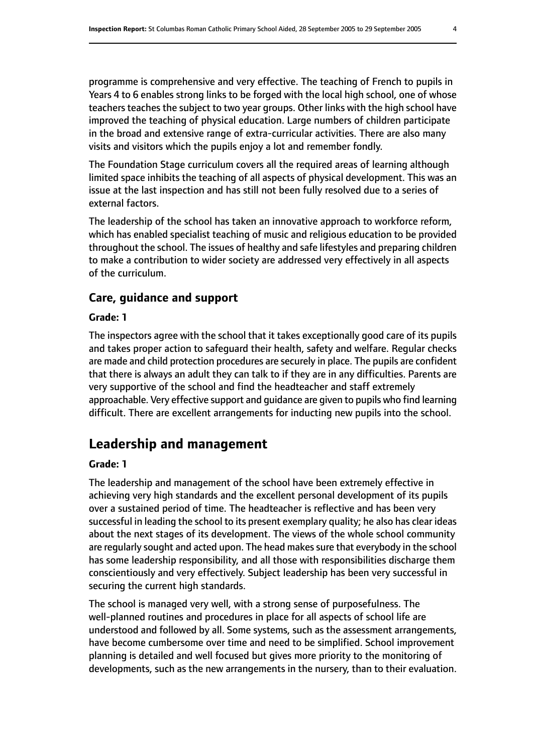programme is comprehensive and very effective. The teaching of French to pupils in Years 4 to 6 enables strong links to be forged with the local high school, one of whose teachers teaches the subject to two year groups. Other links with the high school have improved the teaching of physical education. Large numbers of children participate in the broad and extensive range of extra-curricular activities. There are also many visits and visitors which the pupils enjoy a lot and remember fondly.

The Foundation Stage curriculum covers all the required areas of learning although limited space inhibits the teaching of all aspects of physical development. This was an issue at the last inspection and has still not been fully resolved due to a series of external factors.

The leadership of the school has taken an innovative approach to workforce reform, which has enabled specialist teaching of music and religious education to be provided throughout the school. The issues of healthy and safe lifestyles and preparing children to make a contribution to wider society are addressed very effectively in all aspects of the curriculum.

### Care, guidance and support

#### Grade: 1

The inspectors agree with the school that it takes exceptionally good care of its pupils and takes proper action to safeguard their health, safety and welfare. Regular checks are made and child protection procedures are securely in place. The pupils are confident that there is always an adult they can talk to if they are in any difficulties. Parents are very supportive of the school and find the headteacher and staff extremely approachable. Very effective support and guidance are given to pupils who find learning difficult. There are excellent arrangements for inducting new pupils into the school.

## Leadership and management

#### Grade: 1

The leadership and management of the school have been extremely effective in achieving very high standards and the excellent personal development of its pupils over a sustained period of time. The headteacher is reflective and has been very successful in leading the school to its present exemplary quality; he also has clear ideas about the next stages of its development. The views of the whole school community are regularly sought and acted upon. The head makes sure that everybody in the school has some leadership responsibility, and all those with responsibilities discharge them conscientiously and very effectively. Subject leadership has been very successful in securing the current high standards.

The school is managed very well, with a strong sense of purposefulness. The well-planned routines and procedures in place for all aspects of school life are understood and followed by all. Some systems, such as the assessment arrangements, have become cumbersome over time and need to be simplified. School improvement planning is detailed and well focused but gives more priority to the monitoring of developments, such as the new arrangements in the nursery, than to their evaluation.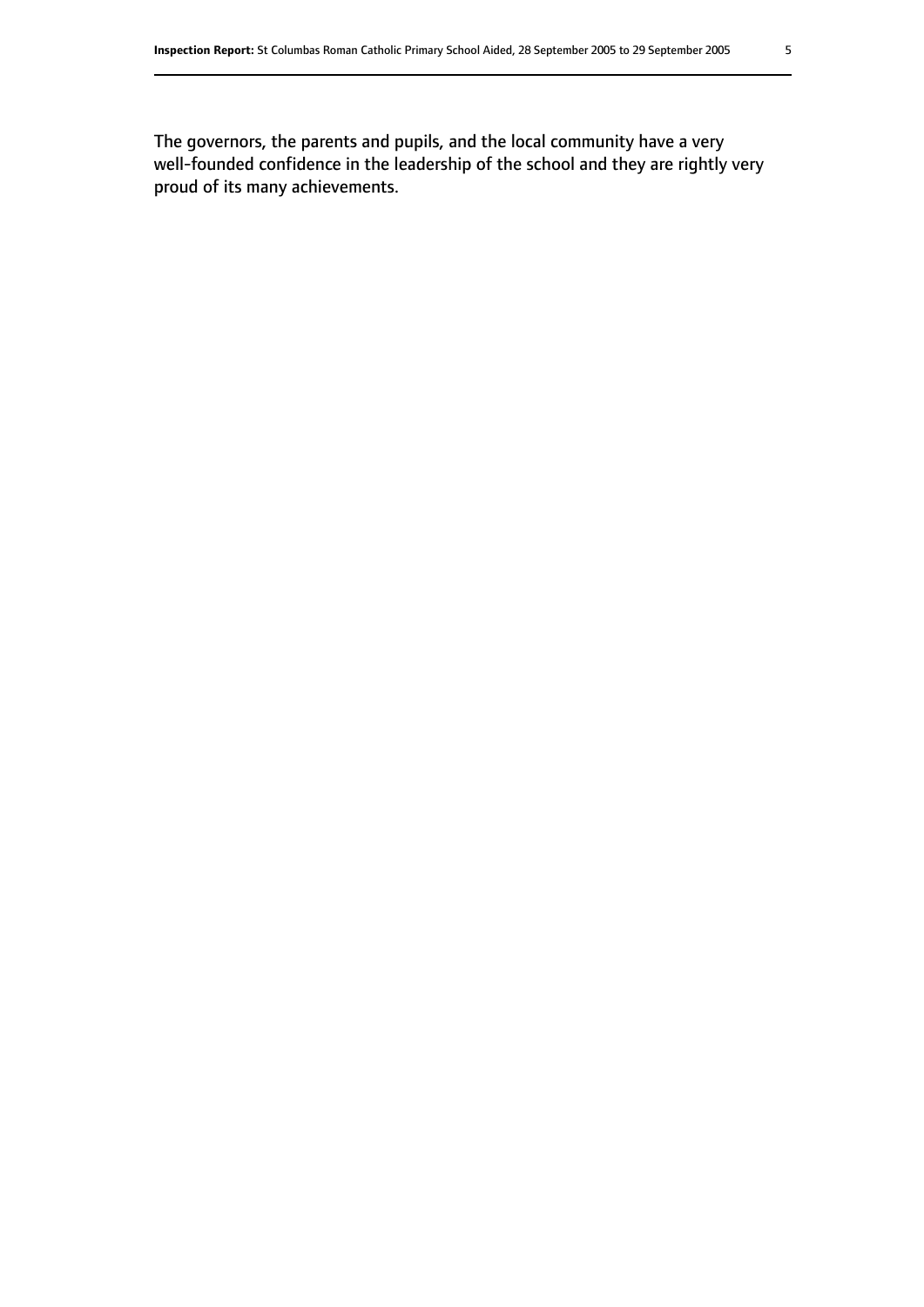The governors, the parents and pupils, and the local community have a very well-founded confidence in the leadership of the school and they are rightly very proud of its many achievements.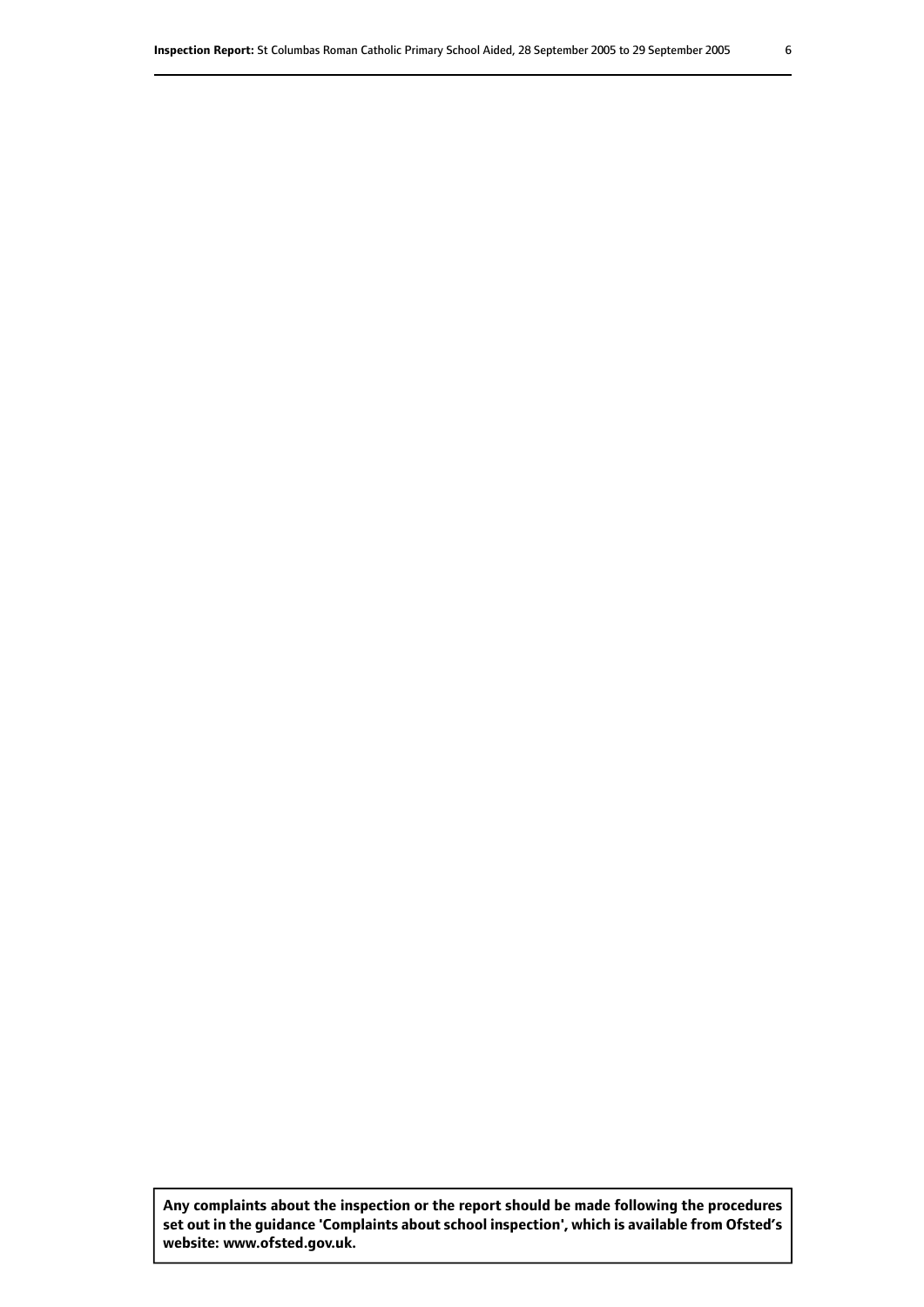**Any complaints about the inspection or the report should be made following the procedures set out in the guidance 'Complaints about school inspection', which is available from Ofsted's website: www.ofsted.gov.uk.**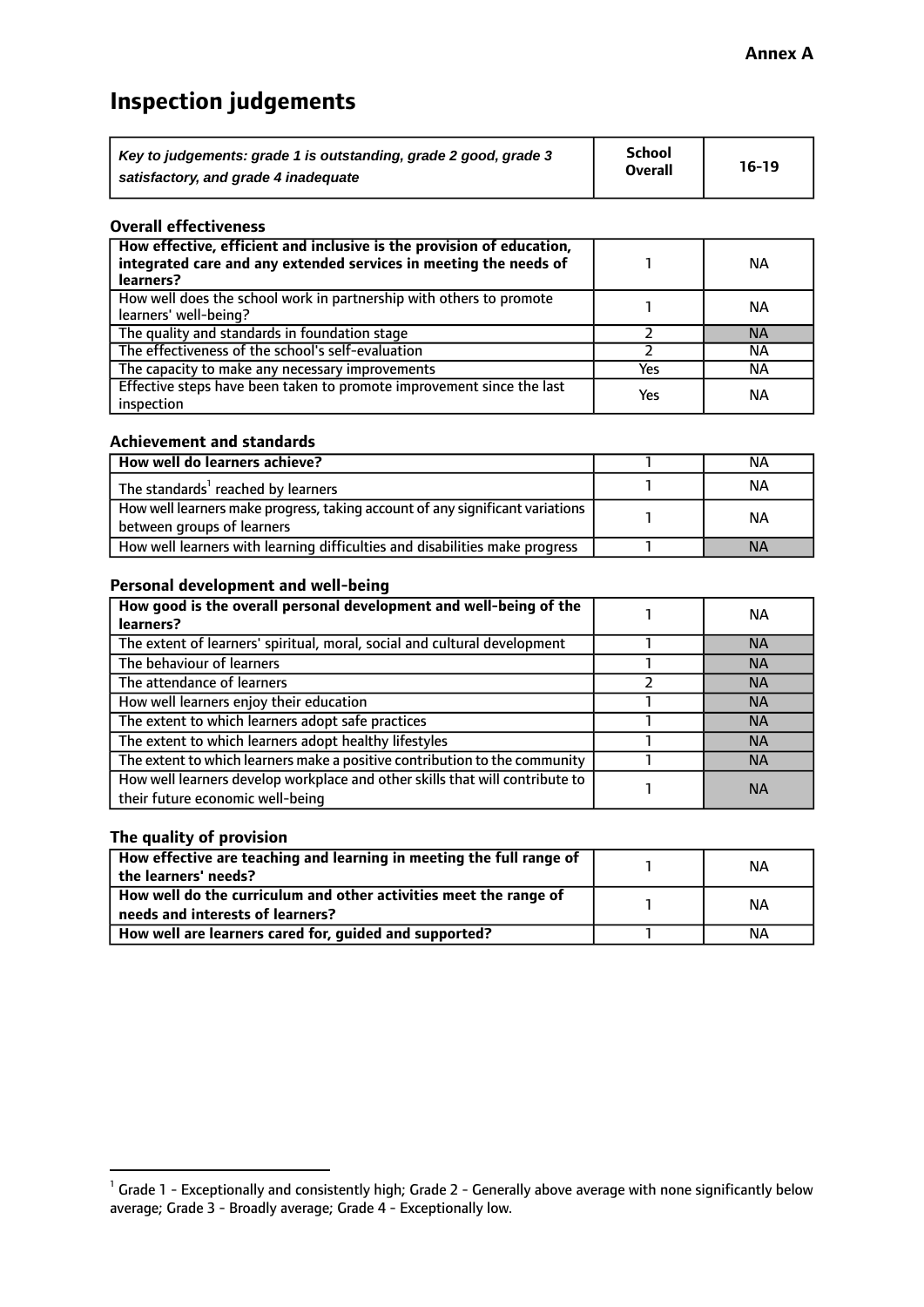**Annex A**

# Inspection judgements

| *Key to judgements: grade 1 is outstanding, grade 2 good, grade 3 satisfactory, and grade 4 inadequate* | **School Overall** | **16-19** |
|---|---|---|

### Overall effectiveness

| | | |
|---|---|---|
| **How effective, efficient and inclusive is the provision of education, integrated care and any extended services in meeting the needs of learners?** | 1 | NA |
| How well does the school work in partnership with others to promote learners' well-being? | 1 | NA |
| The quality and standards in foundation stage | 2 | NA |
| The effectiveness of the school's self-evaluation | 2 | NA |
| The capacity to make any necessary improvements | Yes | NA |
| Effective steps have been taken to promote improvement since the last inspection | Yes | NA |

### Achievement and standards

| | | |
|---|---|---|
| **How well do learners achieve?** | 1 | NA |
| The standards[1] reached by learners | 1 | NA |
| How well learners make progress, taking account of any significant variations between groups of learners | 1 | NA |
| How well learners with learning difficulties and disabilities make progress | 1 | NA |

### Personal development and well-being

| | | |
|---|---|---|
| **How good is the overall personal development and well-being of the learners?** | 1 | NA |
| The extent of learners' spiritual, moral, social and cultural development | 1 | NA |
| The behaviour of learners | 1 | NA |
| The attendance of learners | 2 | NA |
| How well learners enjoy their education | 1 | NA |
| The extent to which learners adopt safe practices | 1 | NA |
| The extent to which learners adopt healthy lifestyles | 1 | NA |
| The extent to which learners make a positive contribution to the community | 1 | NA |
| How well learners develop workplace and other skills that will contribute to their future economic well-being | 1 | NA |

### The quality of provision

| | | |
|---|---|---|
| **How effective are teaching and learning in meeting the full range of the learners' needs?** | 1 | NA |
| **How well do the curriculum and other activities meet the range of needs and interests of learners?** | 1 | NA |
| **How well are learners cared for, guided and supported?** | 1 | NA |

[1] Grade 1 - Exceptionally and consistently high; Grade 2 - Generally above average with none significantly below average; Grade 3 - Broadly average; Grade 4 - Exceptionally low.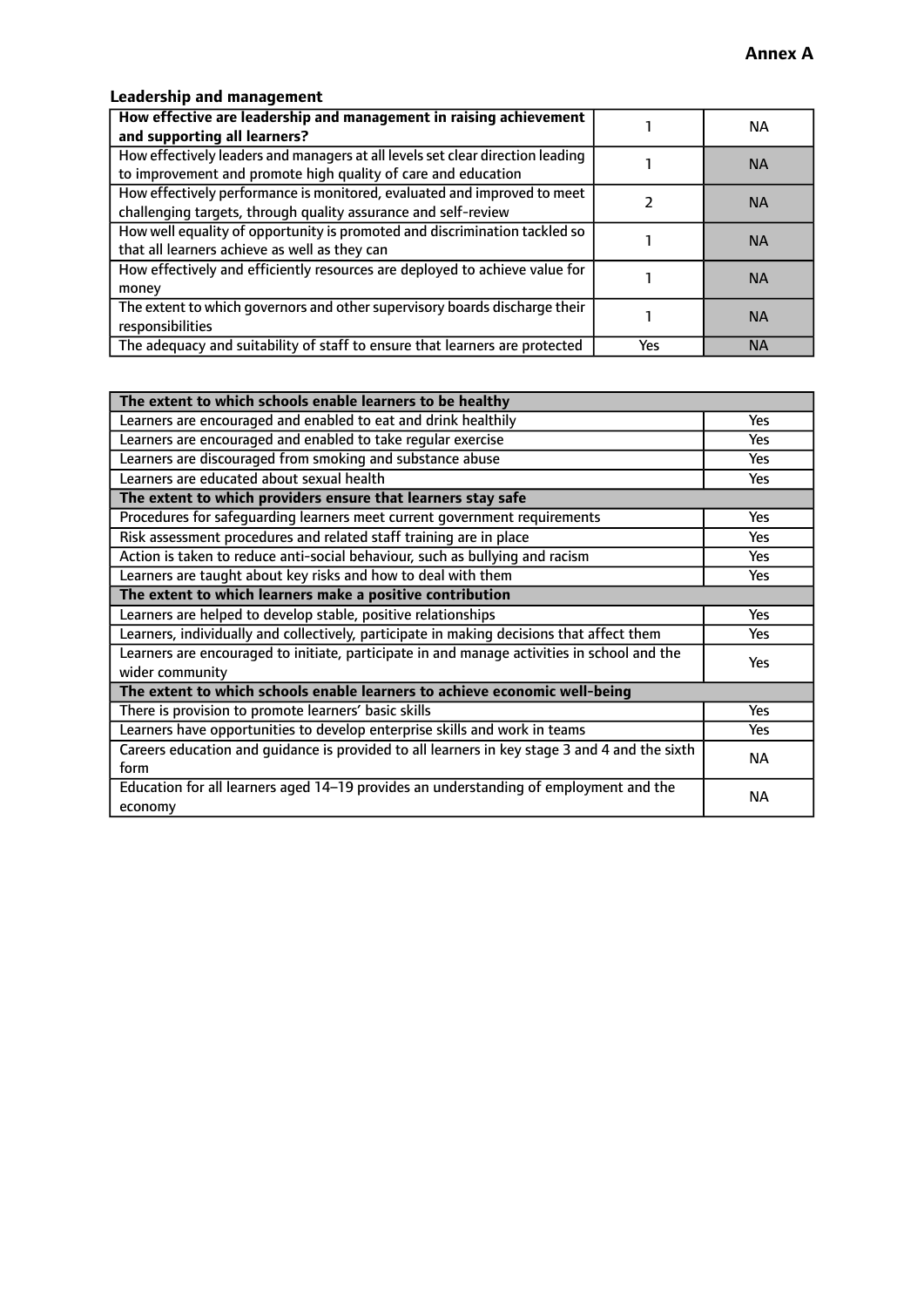**Annex A**

### Leadership and management

| **How effective are leadership and management in raising achievement and supporting all learners?** | 1 | NA |
|---|---|---|
| How effectively leaders and managers at all levels set clear direction leading to improvement and promote high quality of care and education | 1 | NA |
| How effectively performance is monitored, evaluated and improved to meet challenging targets, through quality assurance and self-review | 2 | NA |
| How well equality of opportunity is promoted and discrimination tackled so that all learners achieve as well as they can | 1 | NA |
| How effectively and efficiently resources are deployed to achieve value for money | 1 | NA |
| The extent to which governors and other supervisory boards discharge their responsibilities | 1 | NA |
| The adequacy and suitability of staff to ensure that learners are protected | Yes | NA |

| **The extent to which schools enable learners to be healthy** | |
|---|---|
| Learners are encouraged and enabled to eat and drink healthily | Yes |
| Learners are encouraged and enabled to take regular exercise | Yes |
| Learners are discouraged from smoking and substance abuse | Yes |
| Learners are educated about sexual health | Yes |
| **The extent to which providers ensure that learners stay safe** | |
| Procedures for safeguarding learners meet current government requirements | Yes |
| Risk assessment procedures and related staff training are in place | Yes |
| Action is taken to reduce anti-social behaviour, such as bullying and racism | Yes |
| Learners are taught about key risks and how to deal with them | Yes |
| **The extent to which learners make a positive contribution** | |
| Learners are helped to develop stable, positive relationships | Yes |
| Learners, individually and collectively, participate in making decisions that affect them | Yes |
| Learners are encouraged to initiate, participate in and manage activities in school and the wider community | Yes |
| **The extent to which schools enable learners to achieve economic well-being** | |
| There is provision to promote learners' basic skills | Yes |
| Learners have opportunities to develop enterprise skills and work in teams | Yes |
| Careers education and guidance is provided to all learners in key stage 3 and 4 and the sixth form | NA |
| Education for all learners aged 14–19 provides an understanding of employment and the economy | NA |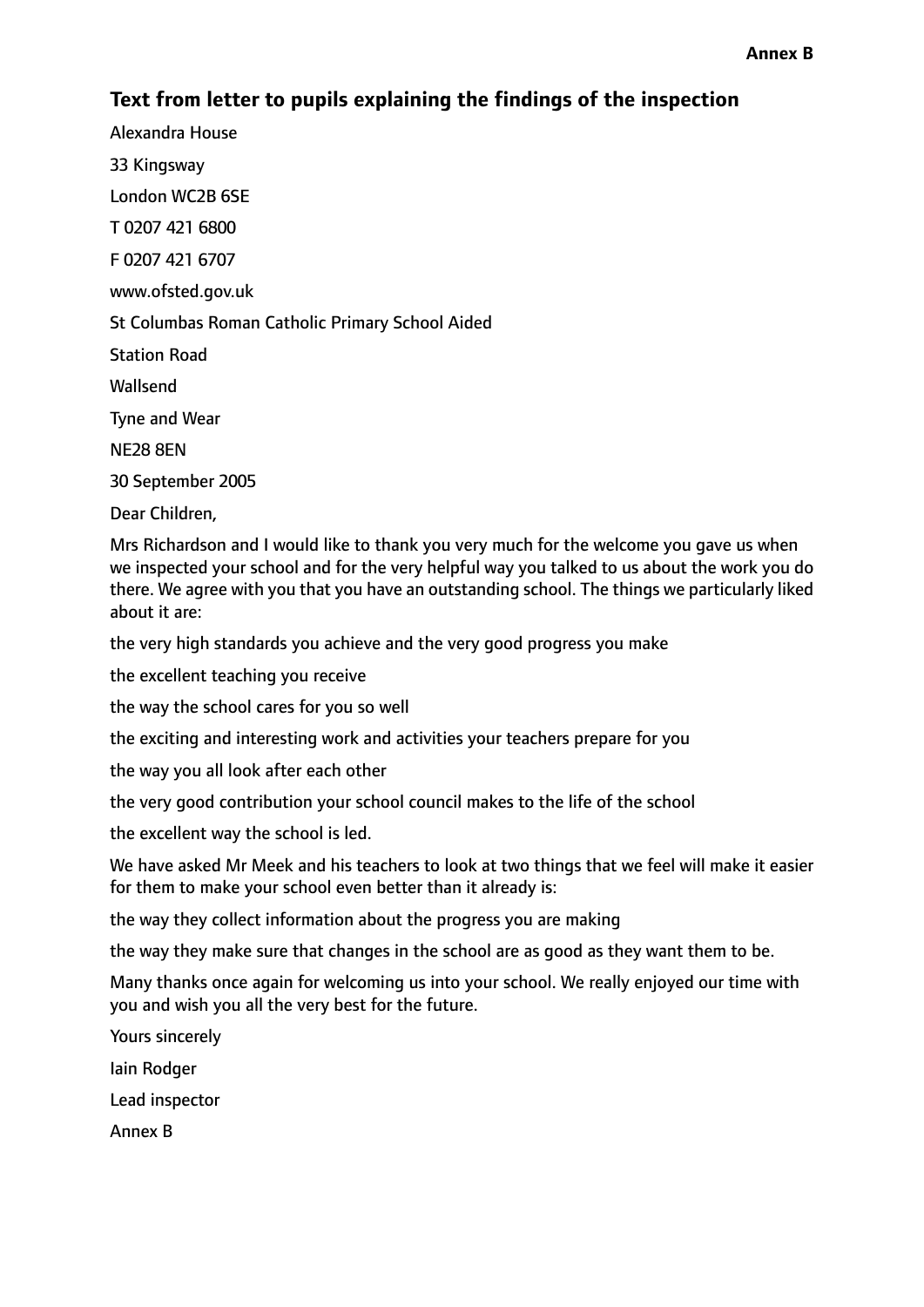## Text from letter to pupils explaining the findings of the inspection

Alexandra House

33 Kingsway

London WC2B 6SE

T 0207 421 6800

F 0207 421 6707

www.ofsted.gov.uk

St Columbas Roman Catholic Primary School Aided

Station Road

Wallsend

Tyne and Wear

NE28 8EN

30 September 2005

Dear Children,

Mrs Richardson and I would like to thank you very much for the welcome you gave us when we inspected your school and for the very helpful way you talked to us about the work you do there. We agree with you that you have an outstanding school. The things we particularly liked about it are:

the very high standards you achieve and the very good progress you make

the excellent teaching you receive

the way the school cares for you so well

the exciting and interesting work and activities your teachers prepare for you

the way you all look after each other

the very good contribution your school council makes to the life of the school

the excellent way the school is led.

We have asked Mr Meek and his teachers to look at two things that we feel will make it easier for them to make your school even better than it already is:

the way they collect information about the progress you are making

the way they make sure that changes in the school are as good as they want them to be.

Many thanks once again for welcoming us into your school. We really enjoyed our time with you and wish you all the very best for the future.

Yours sincerely

Iain Rodger

Lead inspector

Annex B